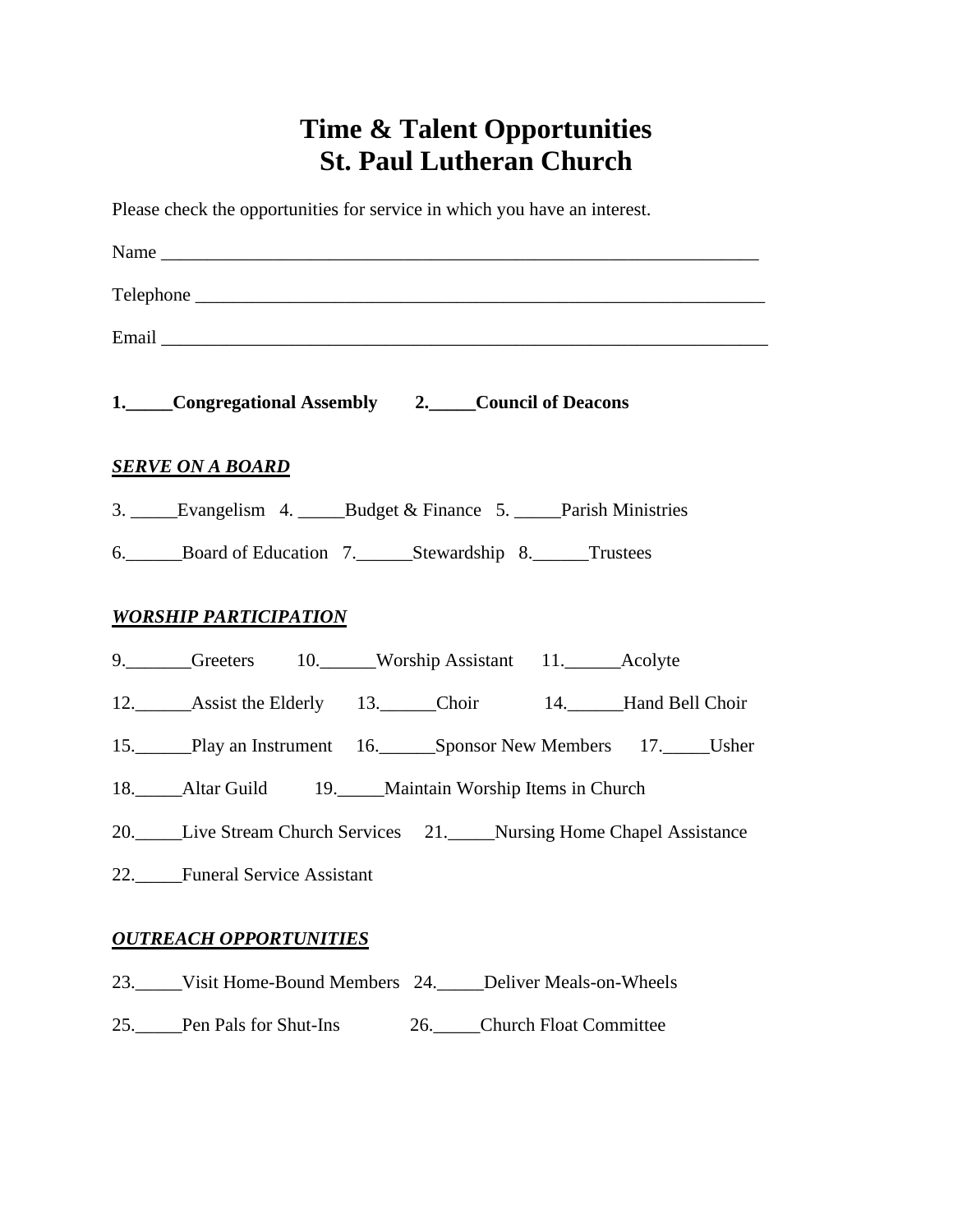# Time & Talent Opportunities
# St. Paul Lutheran Church

Please check the opportunities for service in which you have an interest.

Name ____________________________________________________________________

Telephone ________________________________________________________________

Email ____________________________________________________________________

**1._____Congregational Assembly 2._____Council of Deacons**

***SERVE ON A BOARD***

3. _____Evangelism 4. _____Budget & Finance 5. _____Parish Ministries

6.______Board of Education 7.______Stewardship 8.______Trustees

***WORSHIP PARTICIPATION***

9._______Greeters 10.______Worship Assistant 11.______Acolyte

12.______Assist the Elderly 13.______Choir 14.______Hand Bell Choir

15.______Play an Instrument 16.______Sponsor New Members 17._____Usher

18._____Altar Guild 19._____Maintain Worship Items in Church

20._____Live Stream Church Services 21._____Nursing Home Chapel Assistance

22._____Funeral Service Assistant

***OUTREACH OPPORTUNITIES***

23._____Visit Home-Bound Members 24._____Deliver Meals-on-Wheels

25._____Pen Pals for Shut-Ins 26._____Church Float Committee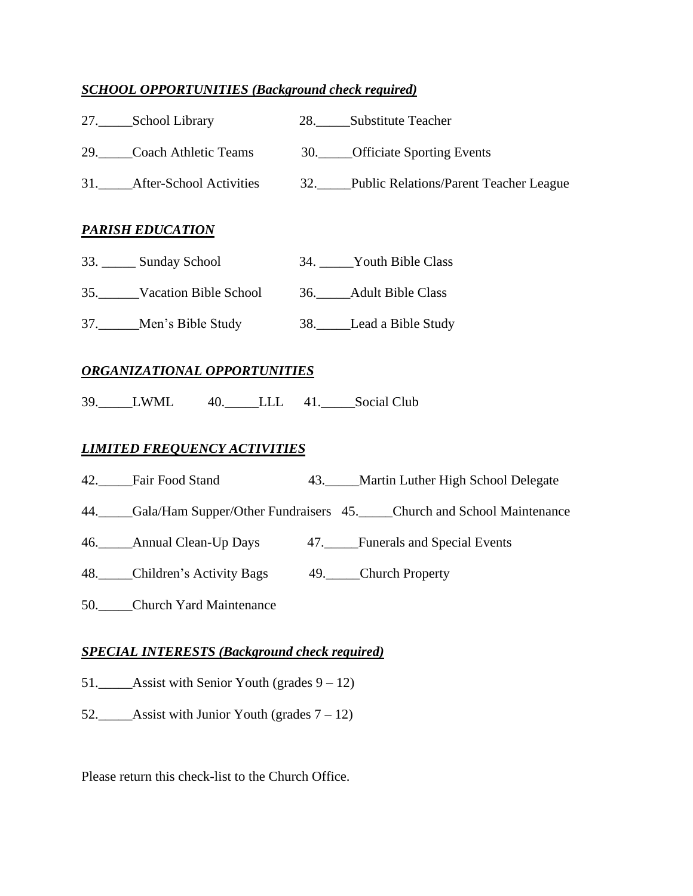***SCHOOL OPPORTUNITIES (Background check required)***

27._____School Library

28._____Substitute Teacher

29._____Coach Athletic Teams

30._____Officiate Sporting Events

31._____After-School Activities

32._____Public Relations/Parent Teacher League

***PARISH EDUCATION***

33. _____ Sunday School

34. _____Youth Bible Class

35.______Vacation Bible School

36._____Adult Bible Class

37.______Men's Bible Study

38._____Lead a Bible Study

***ORGANIZATIONAL OPPORTUNITIES***

39._____LWML

40._____LLL

41._____Social Club

***LIMITED FREQUENCY ACTIVITIES***

42._____Fair Food Stand

43._____Martin Luther High School Delegate

44._____Gala/Ham Supper/Other Fundraisers

45._____Church and School Maintenance

46._____Annual Clean-Up Days

47._____Funerals and Special Events

48._____Children's Activity Bags

49._____Church Property

50._____Church Yard Maintenance

***SPECIAL INTERESTS (Background check required)***

51._____Assist with Senior Youth (grades 9 – 12)

52._____Assist with Junior Youth (grades 7 – 12)

Please return this check-list to the Church Office.